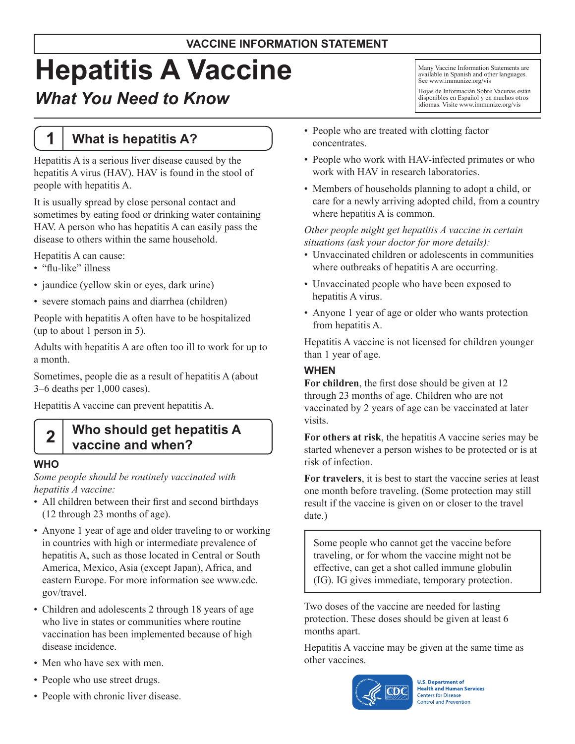**VACCINE INFORMATION STATEMENT**

# Hepatitis A Vaccine

## *What You Need to Know*

Many Vaccine Information Statements are available in Spanish and other languages. See www.immunize.org/vis

Hojas de Información Sobre Vacunas están disponibles en Español y en muchos otros idiomas. Visite www.immunize.org/vis

## 1 What is hepatitis A?

Hepatitis A is a serious liver disease caused by the hepatitis A virus (HAV). HAV is found in the stool of people with hepatitis A.

It is usually spread by close personal contact and sometimes by eating food or drinking water containing HAV. A person who has hepatitis A can easily pass the disease to others within the same household.

Hepatitis A can cause:

- "flu-like" illness
- jaundice (yellow skin or eyes, dark urine)
- severe stomach pains and diarrhea (children)

People with hepatitis A often have to be hospitalized (up to about 1 person in 5).

Adults with hepatitis A are often too ill to work for up to a month.

Sometimes, people die as a result of hepatitis A (about 3–6 deaths per 1,000 cases).

Hepatitis A vaccine can prevent hepatitis A.

## 2 Who should get hepatitis A vaccine and when?

### WHO

*Some people should be routinely vaccinated with hepatitis A vaccine:*

- All children between their first and second birthdays (12 through 23 months of age).
- Anyone 1 year of age and older traveling to or working in countries with high or intermediate prevalence of hepatitis A, such as those located in Central or South America, Mexico, Asia (except Japan), Africa, and eastern Europe. For more information see www.cdc.gov/travel.
- Children and adolescents 2 through 18 years of age who live in states or communities where routine vaccination has been implemented because of high disease incidence.
- Men who have sex with men.
- People who use street drugs.
- People with chronic liver disease.
- People who are treated with clotting factor concentrates.
- People who work with HAV-infected primates or who work with HAV in research laboratories.
- Members of households planning to adopt a child, or care for a newly arriving adopted child, from a country where hepatitis A is common.

*Other people might get hepatitis A vaccine in certain situations (ask your doctor for more details):*

- Unvaccinated children or adolescents in communities where outbreaks of hepatitis A are occurring.
- Unvaccinated people who have been exposed to hepatitis A virus.
- Anyone 1 year of age or older who wants protection from hepatitis A.

Hepatitis A vaccine is not licensed for children younger than 1 year of age.

### WHEN

**For children**, the first dose should be given at 12 through 23 months of age. Children who are not vaccinated by 2 years of age can be vaccinated at later visits.

**For others at risk**, the hepatitis A vaccine series may be started whenever a person wishes to be protected or is at risk of infection.

**For travelers**, it is best to start the vaccine series at least one month before traveling. (Some protection may still result if the vaccine is given on or closer to the travel date.)

> Some people who cannot get the vaccine before traveling, or for whom the vaccine might not be effective, can get a shot called immune globulin (IG). IG gives immediate, temporary protection.

Two doses of the vaccine are needed for lasting protection. These doses should be given at least 6 months apart.

Hepatitis A vaccine may be given at the same time as other vaccines.

U.S. Department of Health and Human Services
Centers for Disease Control and Prevention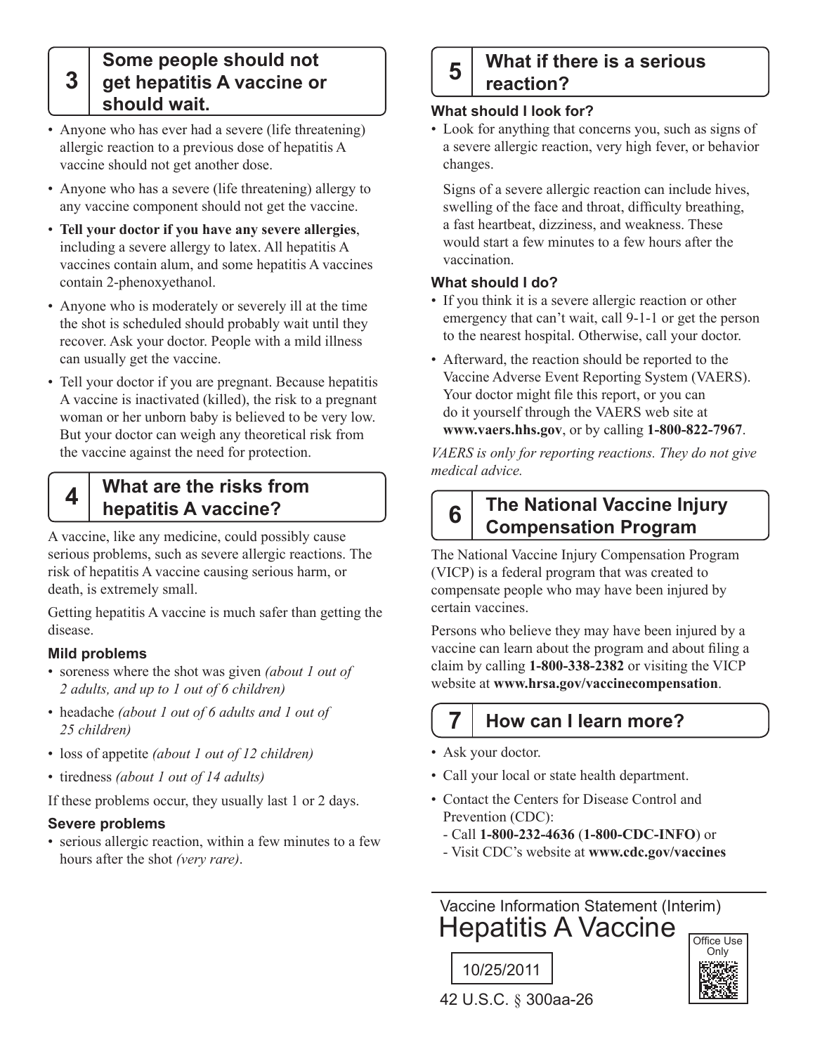## 3 Some people should not get hepatitis A vaccine or should wait.

- Anyone who has ever had a severe (life threatening) allergic reaction to a previous dose of hepatitis A vaccine should not get another dose.
- Anyone who has a severe (life threatening) allergy to any vaccine component should not get the vaccine.
- **Tell your doctor if you have any severe allergies**, including a severe allergy to latex. All hepatitis A vaccines contain alum, and some hepatitis A vaccines contain 2-phenoxyethanol.
- Anyone who is moderately or severely ill at the time the shot is scheduled should probably wait until they recover. Ask your doctor. People with a mild illness can usually get the vaccine.
- Tell your doctor if you are pregnant. Because hepatitis A vaccine is inactivated (killed), the risk to a pregnant woman or her unborn baby is believed to be very low. But your doctor can weigh any theoretical risk from the vaccine against the need for protection.

## 4 What are the risks from hepatitis A vaccine?

A vaccine, like any medicine, could possibly cause serious problems, such as severe allergic reactions. The risk of hepatitis A vaccine causing serious harm, or death, is extremely small.

Getting hepatitis A vaccine is much safer than getting the disease.

### Mild problems

- soreness where the shot was given *(about 1 out of 2 adults, and up to 1 out of 6 children)*
- headache *(about 1 out of 6 adults and 1 out of 25 children)*
- loss of appetite *(about 1 out of 12 children)*
- tiredness *(about 1 out of 14 adults)*

If these problems occur, they usually last 1 or 2 days.

### Severe problems

- serious allergic reaction, within a few minutes to a few hours after the shot *(very rare)*.

## 5 What if there is a serious reaction?

### What should I look for?

- Look for anything that concerns you, such as signs of a severe allergic reaction, very high fever, or behavior changes.

  Signs of a severe allergic reaction can include hives, swelling of the face and throat, difficulty breathing, a fast heartbeat, dizziness, and weakness. These would start a few minutes to a few hours after the vaccination.

### What should I do?

- If you think it is a severe allergic reaction or other emergency that can't wait, call 9-1-1 or get the person to the nearest hospital. Otherwise, call your doctor.
- Afterward, the reaction should be reported to the Vaccine Adverse Event Reporting System (VAERS). Your doctor might file this report, or you can do it yourself through the VAERS web site at **www.vaers.hhs.gov**, or by calling **1-800-822-7967**.

*VAERS is only for reporting reactions. They do not give medical advice.*

## 6 The National Vaccine Injury Compensation Program

The National Vaccine Injury Compensation Program (VICP) is a federal program that was created to compensate people who may have been injured by certain vaccines.

Persons who believe they may have been injured by a vaccine can learn about the program and about filing a claim by calling **1-800-338-2382** or visiting the VICP website at **www.hrsa.gov/vaccinecompensation**.

## 7 How can I learn more?

- Ask your doctor.
- Call your local or state health department.
- Contact the Centers for Disease Control and Prevention (CDC):
  - Call **1-800-232-4636** (**1-800-CDC-INFO**) or
  - Visit CDC's website at **www.cdc.gov/vaccines**

Vaccine Information Statement (Interim)

Hepatitis A Vaccine

10/25/2011

42 U.S.C. § 300aa-26

Office Use Only